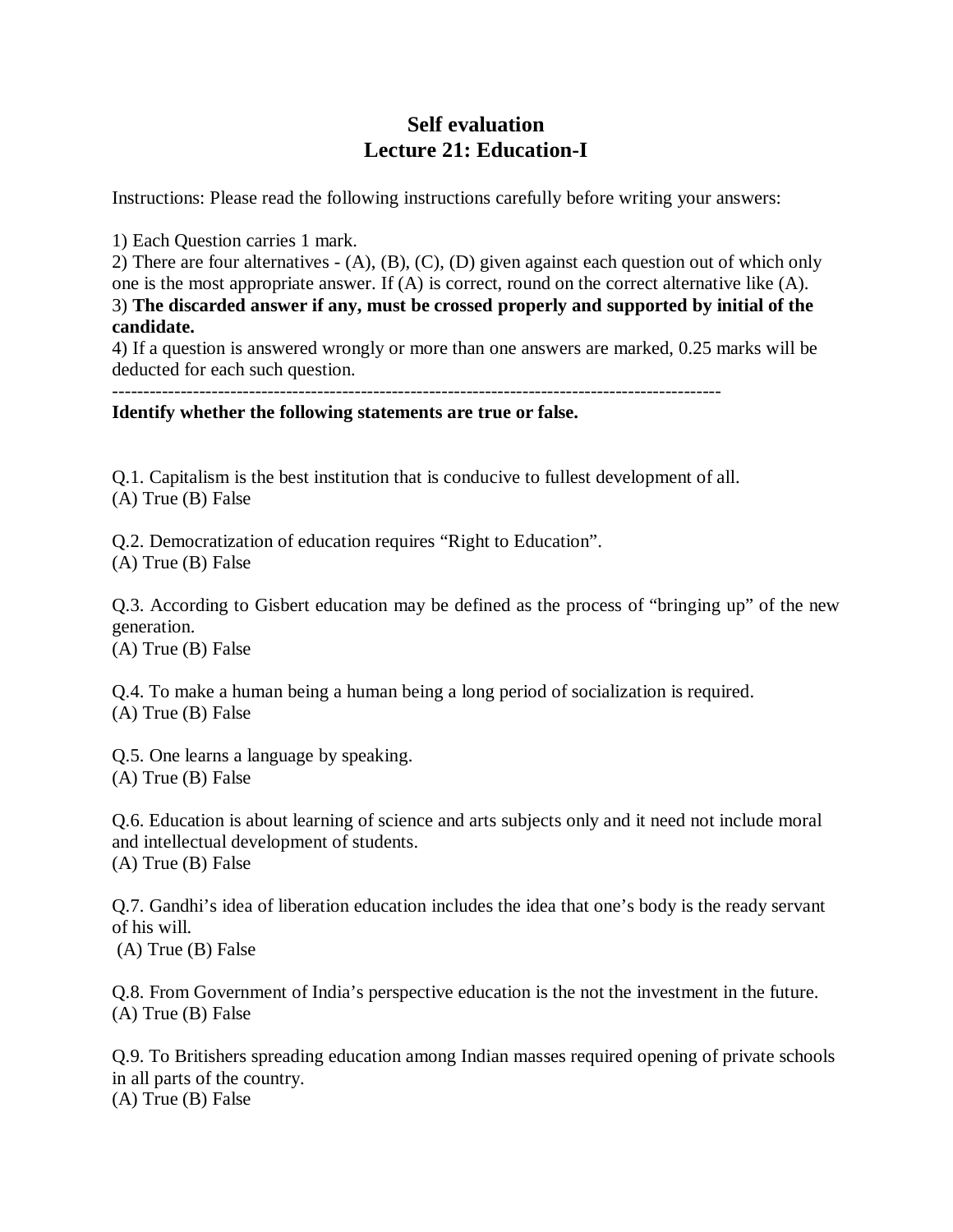# Self evaluation
## Lecture 21: Education-I

Instructions: Please read the following instructions carefully before writing your answers:

1) Each Question carries 1 mark.
2) There are four alternatives - (A), (B), (C), (D) given against each question out of which only one is the most appropriate answer. If (A) is correct, round on the correct alternative like (A).
3) **The discarded answer if any, must be crossed properly and supported by initial of the candidate.**
4) If a question is answered wrongly or more than one answers are marked, 0.25 marks will be deducted for each such question.

---

**Identify whether the following statements are true or false.**

Q.1. Capitalism is the best institution that is conducive to fullest development of all.
(A) True (B) False

Q.2. Democratization of education requires "Right to Education".
(A) True (B) False

Q.3. According to Gisbert education may be defined as the process of "bringing up" of the new generation.
(A) True (B) False

Q.4. To make a human being a human being a long period of socialization is required.
(A) True (B) False

Q.5. One learns a language by speaking.
(A) True (B) False

Q.6. Education is about learning of science and arts subjects only and it need not include moral and intellectual development of students.
(A) True (B) False

Q.7. Gandhi's idea of liberation education includes the idea that one's body is the ready servant of his will.
(A) True (B) False

Q.8. From Government of India's perspective education is the not the investment in the future.
(A) True (B) False

Q.9. To Britishers spreading education among Indian masses required opening of private schools in all parts of the country.
(A) True (B) False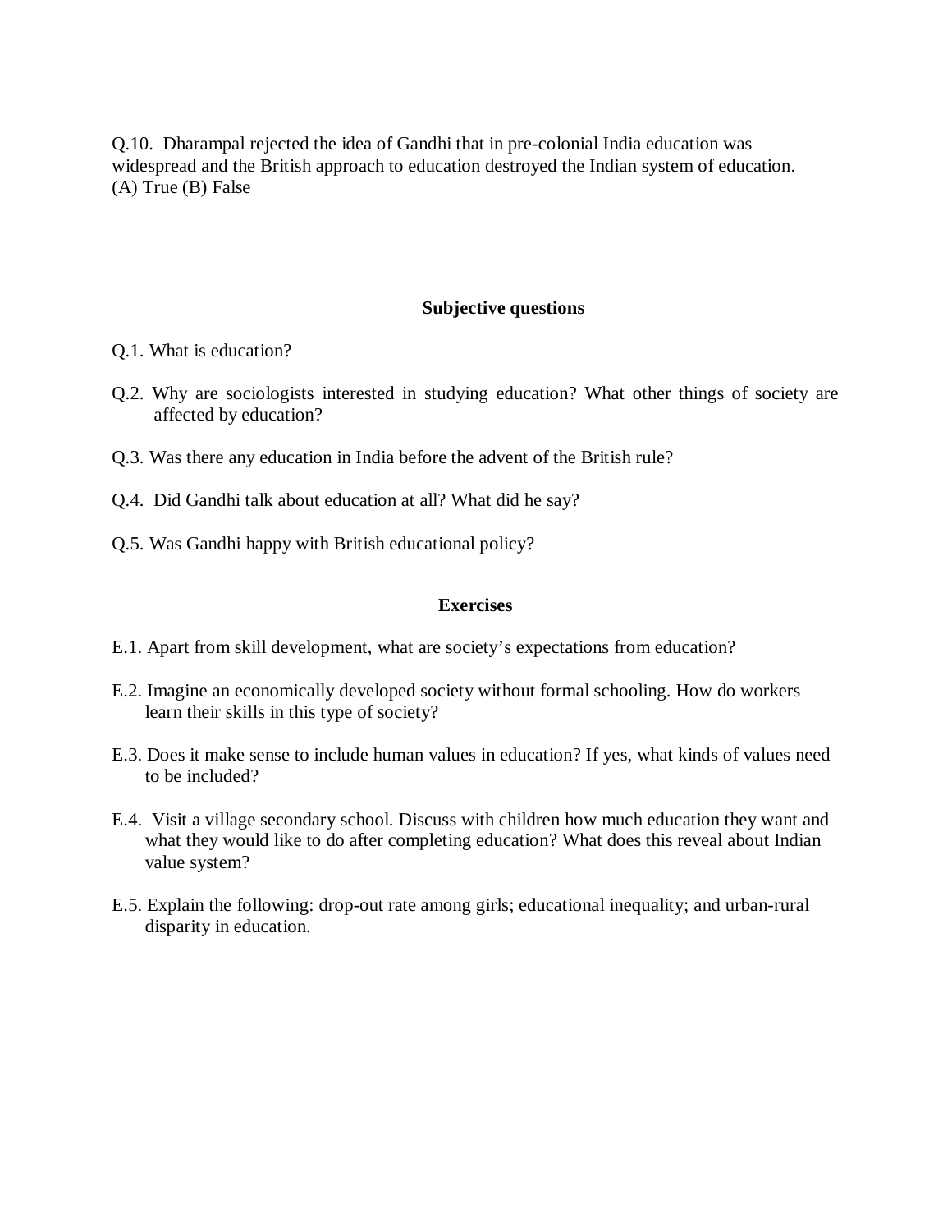Q.10. Dharampal rejected the idea of Gandhi that in pre-colonial India education was widespread and the British approach to education destroyed the Indian system of education.
(A) True (B) False

## Subjective questions

Q.1. What is education?

Q.2. Why are sociologists interested in studying education? What other things of society are affected by education?

Q.3. Was there any education in India before the advent of the British rule?

Q.4. Did Gandhi talk about education at all? What did he say?

Q.5. Was Gandhi happy with British educational policy?

## Exercises

E.1. Apart from skill development, what are society's expectations from education?

E.2. Imagine an economically developed society without formal schooling. How do workers learn their skills in this type of society?

E.3. Does it make sense to include human values in education? If yes, what kinds of values need to be included?

E.4. Visit a village secondary school. Discuss with children how much education they want and what they would like to do after completing education? What does this reveal about Indian value system?

E.5. Explain the following: drop-out rate among girls; educational inequality; and urban-rural disparity in education.